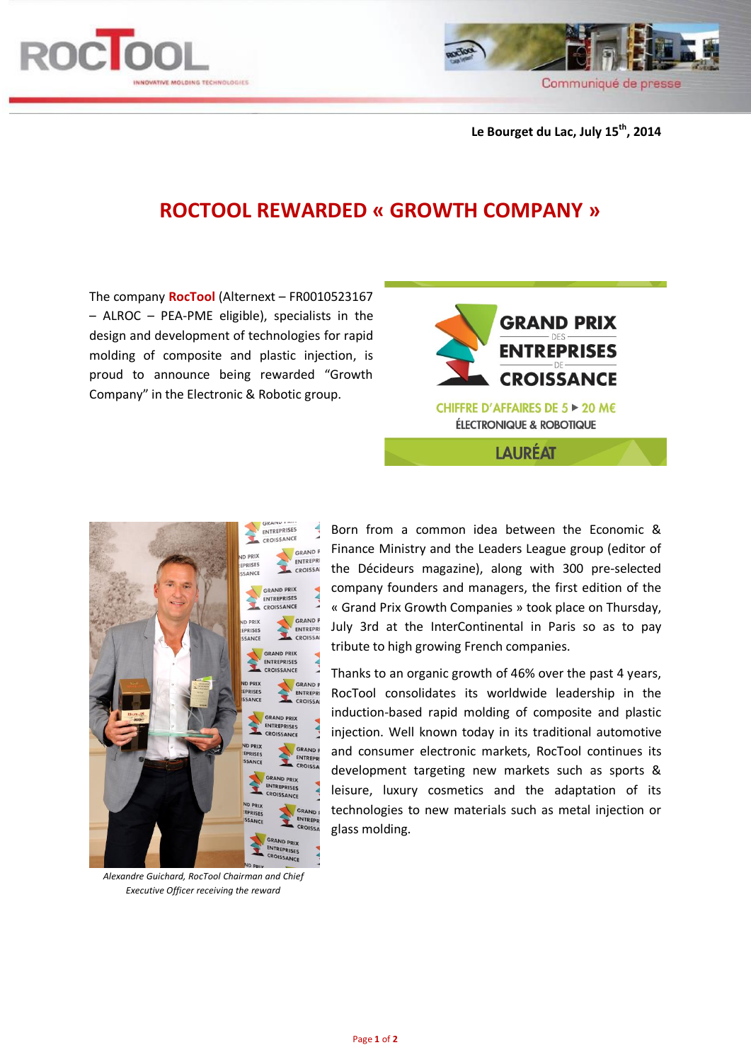Le Bourget du Lac, July 15th, 2014

# ROCTOOL REWARDED « GROWTH COMPANY »

The company **RocTool** (Alternext – FR0010523167 – ALROC – PEA-PME eligible), specialists in the design and development of technologies for rapid molding of composite and plastic injection, is proud to announce being rewarded "Growth Company" in the Electronic & Robotic group.

GRAND PRIX DES ENTREPRISES DE CROISSANCE

CHIFFRE D'AFFAIRES DE 5 ▸ 20 M€

ÉLECTRONIQUE & ROBOTIQUE

LAURÉAT

*Alexandre Guichard, RocTool Chairman and Chief Executive Officer receiving the reward*

Born from a common idea between the Economic & Finance Ministry and the Leaders League group (editor of the Décideurs magazine), along with 300 pre-selected company founders and managers, the first edition of the « Grand Prix Growth Companies » took place on Thursday, July 3rd at the InterContinental in Paris so as to pay tribute to high growing French companies.

Thanks to an organic growth of 46% over the past 4 years, RocTool consolidates its worldwide leadership in the induction-based rapid molding of composite and plastic injection. Well known today in its traditional automotive and consumer electronic markets, RocTool continues its development targeting new markets such as sports & leisure, luxury cosmetics and the adaptation of its technologies to new materials such as metal injection or glass molding.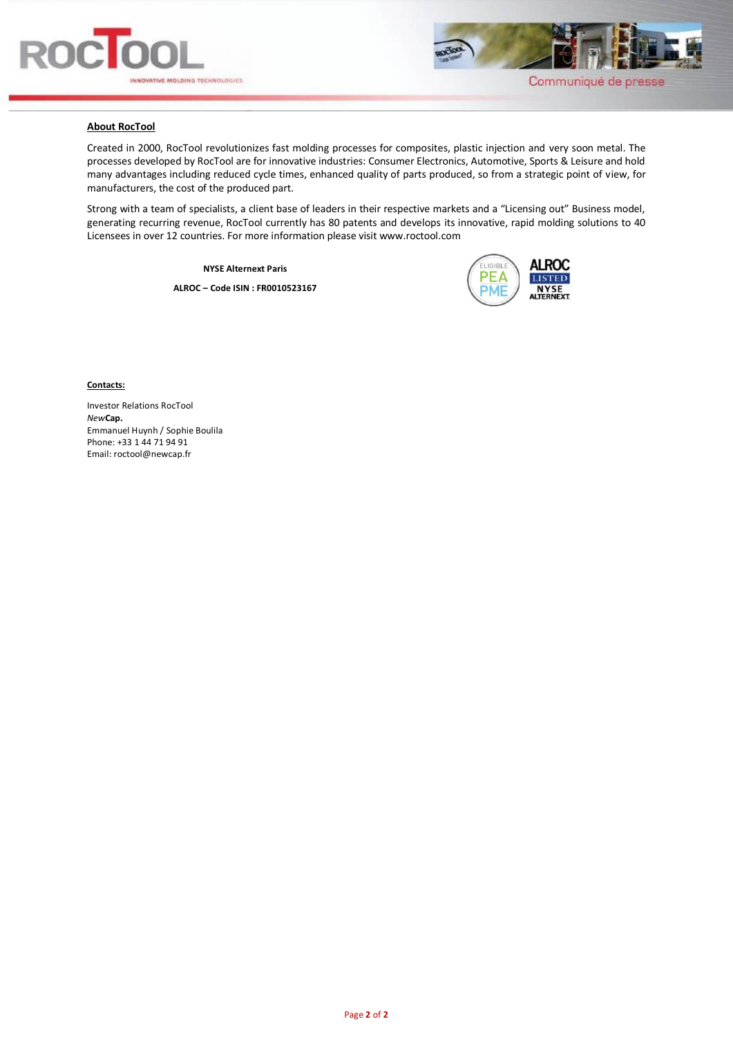**About RocTool**

Created in 2000, RocTool revolutionizes fast molding processes for composites, plastic injection and very soon metal. The processes developed by RocTool are for innovative industries: Consumer Electronics, Automotive, Sports & Leisure and hold many advantages including reduced cycle times, enhanced quality of parts produced, so from a strategic point of view, for manufacturers, the cost of the produced part.

Strong with a team of specialists, a client base of leaders in their respective markets and a "Licensing out" Business model, generating recurring revenue, RocTool currently has 80 patents and develops its innovative, rapid molding solutions to 40 Licensees in over 12 countries. For more information please visit www.roctool.com

**NYSE Alternext Paris**

**ALROC – Code ISIN : FR0010523167**

**Contacts:**

Investor Relations RocTool
*New*Cap.
Emmanuel Huynh / Sophie Boulila
Phone: +33 1 44 71 94 91
Email: roctool@newcap.fr